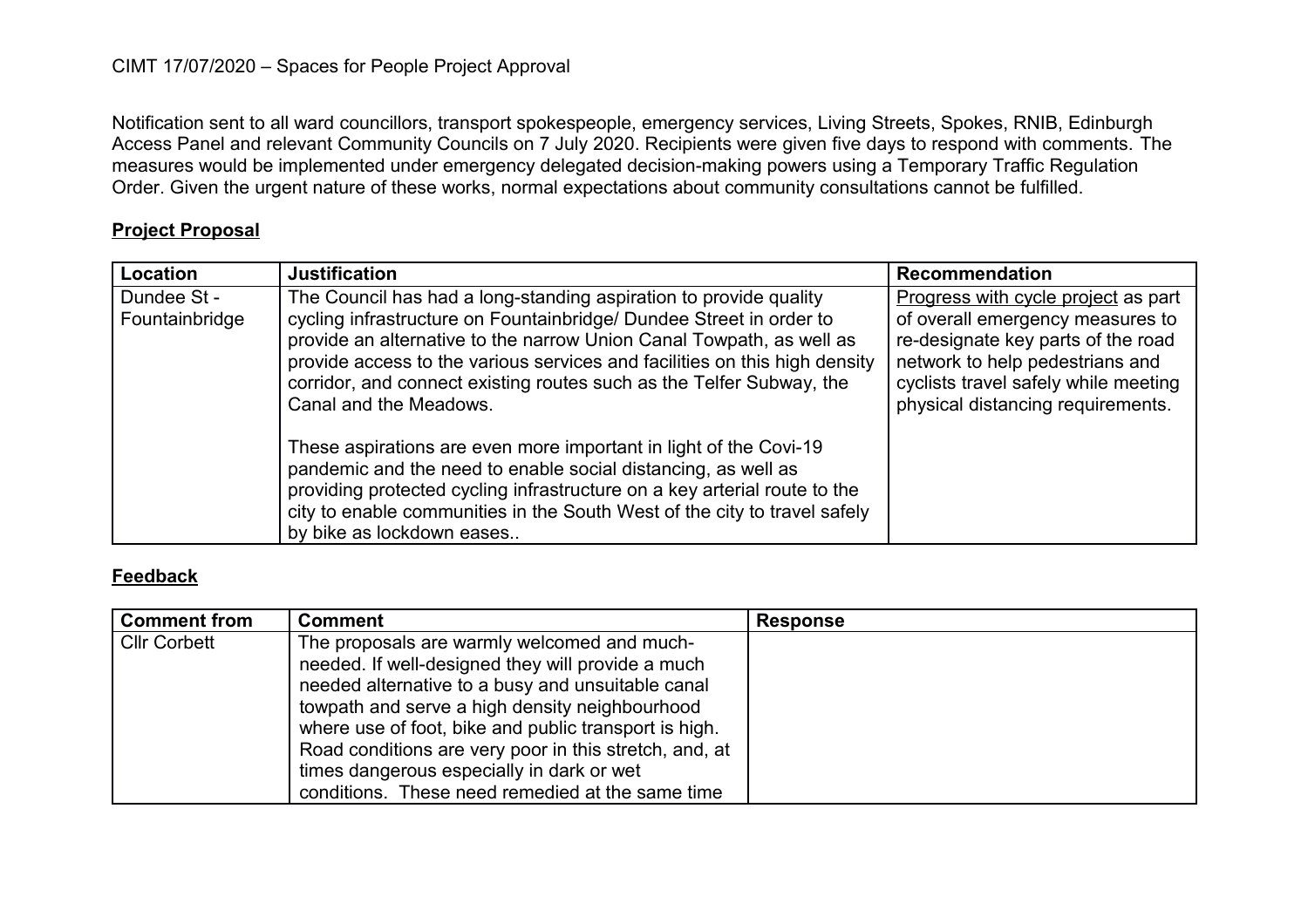CIMT 17/07/2020 – Spaces for People Project Approval

Notification sent to all ward councillors, transport spokespeople, emergency services, Living Streets, Spokes, RNIB, Edinburgh Access Panel and relevant Community Councils on 7 July 2020. Recipients were given five days to respond with comments. The measures would be implemented under emergency delegated decision-making powers using a Temporary Traffic Regulation Order. Given the urgent nature of these works, normal expectations about community consultations cannot be fulfilled.

**Project Proposal**

| Location | Justification | Recommendation |
|---|---|---|
| Dundee St - Fountainbridge | The Council has had a long-standing aspiration to provide quality cycling infrastructure on Fountainbridge/ Dundee Street in order to provide an alternative to the narrow Union Canal Towpath, as well as provide access to the various services and facilities on this high density corridor, and connect existing routes such as the Telfer Subway, the Canal and the Meadows.<br><br>These aspirations are even more important in light of the Covi-19 pandemic and the need to enable social distancing, as well as providing protected cycling infrastructure on a key arterial route to the city to enable communities in the South West of the city to travel safely by bike as lockdown eases.. | Progress with cycle project as part of overall emergency measures to re-designate key parts of the road network to help pedestrians and cyclists travel safely while meeting physical distancing requirements. |

**Feedback**

| Comment from | Comment | Response |
|---|---|---|
| Cllr Corbett | The proposals are warmly welcomed and much-needed. If well-designed they will provide a much needed alternative to a busy and unsuitable canal towpath and serve a high density neighbourhood where use of foot, bike and public transport is high. Road conditions are very poor in this stretch, and, at times dangerous especially in dark or wet conditions. These need remedied at the same time | |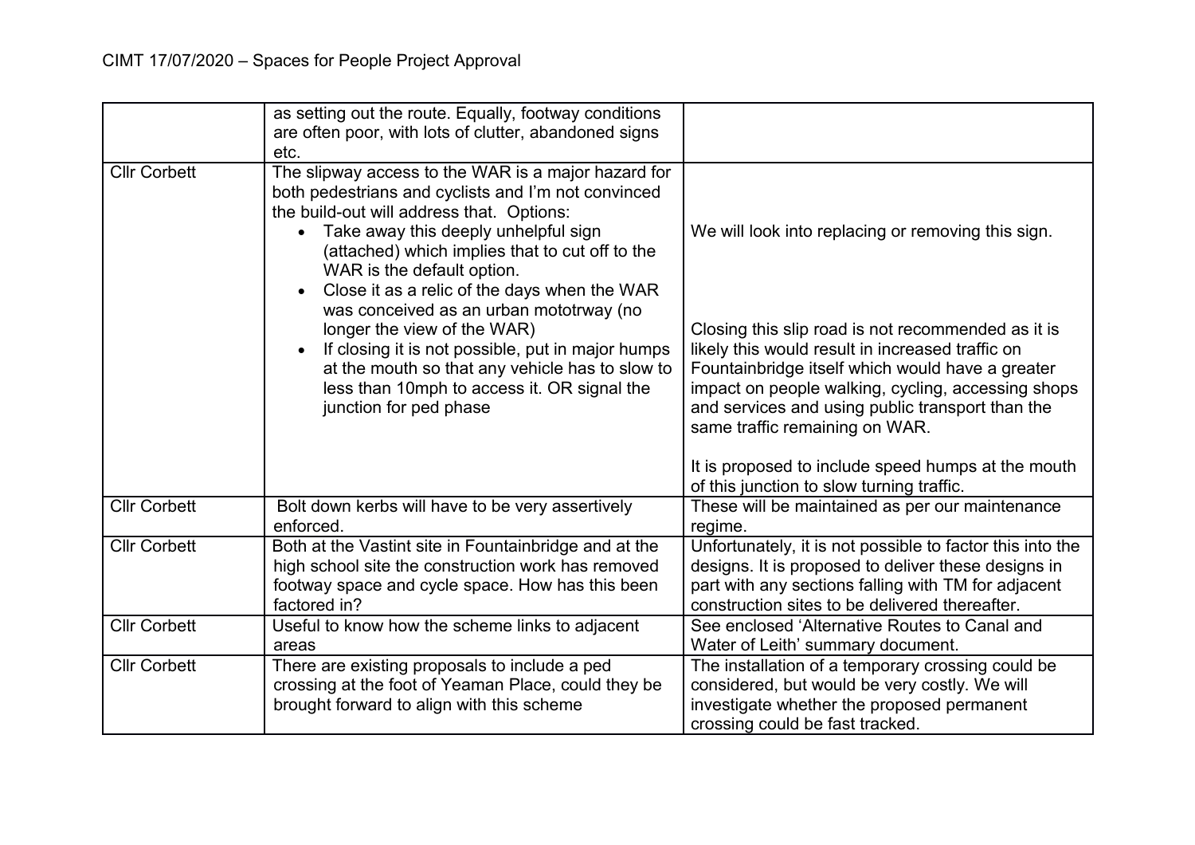| | | |
|---|---|---|
| | as setting out the route. Equally, footway conditions are often poor, with lots of clutter, abandoned signs etc. | |
| Cllr Corbett | The slipway access to the WAR is a major hazard for both pedestrians and cyclists and I'm not convinced the build-out will address that. Options:<br>• Take away this deeply unhelpful sign (attached) which implies that to cut off to the WAR is the default option.<br>• Close it as a relic of the days when the WAR was conceived as an urban mototrway (no longer the view of the WAR)<br>• If closing it is not possible, put in major humps at the mouth so that any vehicle has to slow to less than 10mph to access it. OR signal the junction for ped phase | We will look into replacing or removing this sign.<br><br>Closing this slip road is not recommended as it is likely this would result in increased traffic on Fountainbridge itself which would have a greater impact on people walking, cycling, accessing shops and services and using public transport than the same traffic remaining on WAR.<br><br>It is proposed to include speed humps at the mouth of this junction to slow turning traffic. |
| Cllr Corbett | Bolt down kerbs will have to be very assertively enforced. | These will be maintained as per our maintenance regime. |
| Cllr Corbett | Both at the Vastint site in Fountainbridge and at the high school site the construction work has removed footway space and cycle space. How has this been factored in? | Unfortunately, it is not possible to factor this into the designs. It is proposed to deliver these designs in part with any sections falling with TM for adjacent construction sites to be delivered thereafter. |
| Cllr Corbett | Useful to know how the scheme links to adjacent areas | See enclosed 'Alternative Routes to Canal and Water of Leith' summary document. |
| Cllr Corbett | There are existing proposals to include a ped crossing at the foot of Yeaman Place, could they be brought forward to align with this scheme | The installation of a temporary crossing could be considered, but would be very costly. We will investigate whether the proposed permanent crossing could be fast tracked. |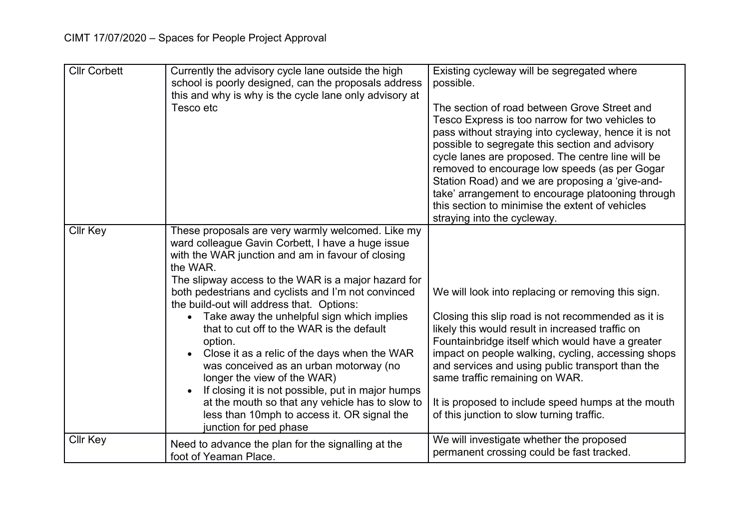CIMT 17/07/2020 – Spaces for People Project Approval

| | | |
|---|---|---|
| Cllr Corbett | Currently the advisory cycle lane outside the high school is poorly designed, can the proposals address this and why is why is the cycle lane only advisory at Tesco etc | Existing cycleway will be segregated where possible.<br><br>The section of road between Grove Street and Tesco Express is too narrow for two vehicles to pass without straying into cycleway, hence it is not possible to segregate this section and advisory cycle lanes are proposed. The centre line will be removed to encourage low speeds (as per Gogar Station Road) and we are proposing a 'give-and-take' arrangement to encourage platooning through this section to minimise the extent of vehicles straying into the cycleway. |
| Cllr Key | These proposals are very warmly welcomed. Like my ward colleague Gavin Corbett, I have a huge issue with the WAR junction and am in favour of closing the WAR.<br>The slipway access to the WAR is a major hazard for both pedestrians and cyclists and I'm not convinced the build-out will address that. Options:<br>• Take away the unhelpful sign which implies that to cut off to the WAR is the default option.<br>• Close it as a relic of the days when the WAR was conceived as an urban motorway (no longer the view of the WAR)<br>• If closing it is not possible, put in major humps at the mouth so that any vehicle has to slow to less than 10mph to access it. OR signal the junction for ped phase | We will look into replacing or removing this sign.<br><br>Closing this slip road is not recommended as it is likely this would result in increased traffic on Fountainbridge itself which would have a greater impact on people walking, cycling, accessing shops and services and using public transport than the same traffic remaining on WAR.<br><br>It is proposed to include speed humps at the mouth of this junction to slow turning traffic. |
| Cllr Key | Need to advance the plan for the signalling at the foot of Yeaman Place. | We will investigate whether the proposed permanent crossing could be fast tracked. |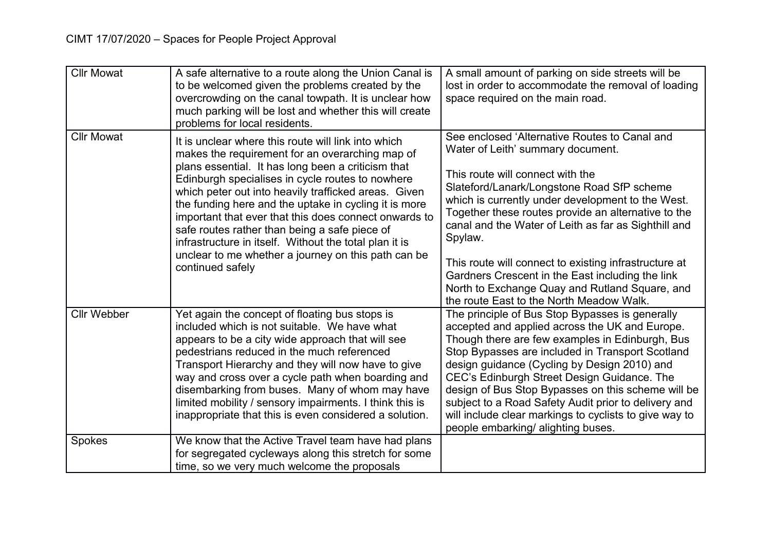CIMT 17/07/2020 – Spaces for People Project Approval

| | | |
|---|---|---|
| Cllr Mowat | A safe alternative to a route along the Union Canal is to be welcomed given the problems created by the overcrowding on the canal towpath. It is unclear how much parking will be lost and whether this will create problems for local residents. | A small amount of parking on side streets will be lost in order to accommodate the removal of loading space required on the main road. |
| Cllr Mowat | It is unclear where this route will link into which makes the requirement for an overarching map of plans essential. It has long been a criticism that Edinburgh specialises in cycle routes to nowhere which peter out into heavily trafficked areas. Given the funding here and the uptake in cycling it is more important that ever that this does connect onwards to safe routes rather than being a safe piece of infrastructure in itself. Without the total plan it is unclear to me whether a journey on this path can be continued safely | See enclosed 'Alternative Routes to Canal and Water of Leith' summary document.<br><br>This route will connect with the Slateford/Lanark/Longstone Road SfP scheme which is currently under development to the West. Together these routes provide an alternative to the canal and the Water of Leith as far as Sighthill and Spylaw.<br><br>This route will connect to existing infrastructure at Gardners Crescent in the East including the link North to Exchange Quay and Rutland Square, and the route East to the North Meadow Walk. |
| Cllr Webber | Yet again the concept of floating bus stops is included which is not suitable. We have what appears to be a city wide approach that will see pedestrians reduced in the much referenced Transport Hierarchy and they will now have to give way and cross over a cycle path when boarding and disembarking from buses. Many of whom may have limited mobility / sensory impairments. I think this is inappropriate that this is even considered a solution. | The principle of Bus Stop Bypasses is generally accepted and applied across the UK and Europe. Though there are few examples in Edinburgh, Bus Stop Bypasses are included in Transport Scotland design guidance (Cycling by Design 2010) and CEC's Edinburgh Street Design Guidance. The design of Bus Stop Bypasses on this scheme will be subject to a Road Safety Audit prior to delivery and will include clear markings to cyclists to give way to people embarking/ alighting buses. |
| Spokes | We know that the Active Travel team have had plans for segregated cycleways along this stretch for some time, so we very much welcome the proposals | |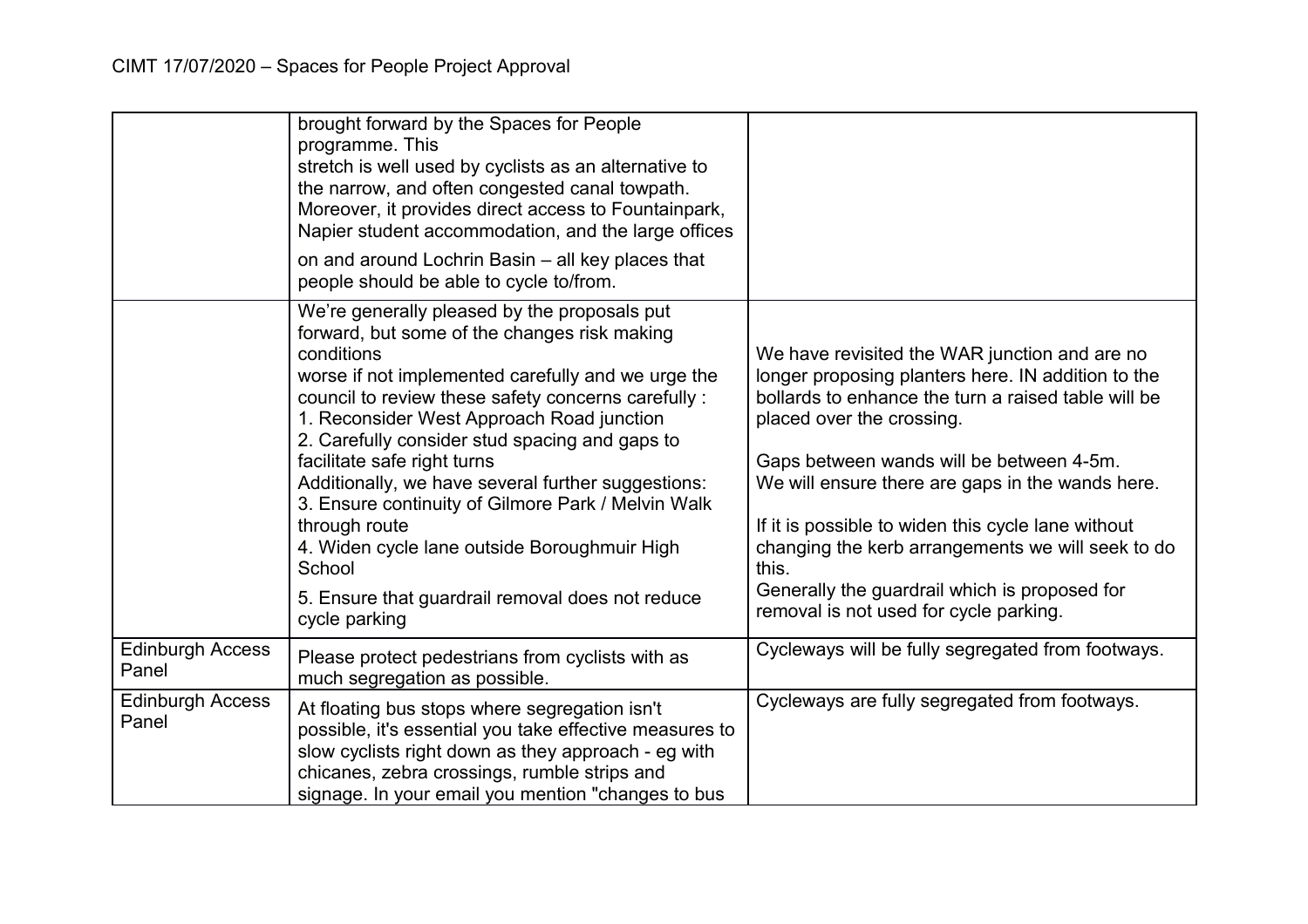| | | |
|---|---|---|
| | brought forward by the Spaces for People programme. This stretch is well used by cyclists as an alternative to the narrow, and often congested canal towpath. Moreover, it provides direct access to Fountainpark, Napier student accommodation, and the large offices on and around Lochrin Basin – all key places that people should be able to cycle to/from. | |
| | We're generally pleased by the proposals put forward, but some of the changes risk making conditions worse if not implemented carefully and we urge the council to review these safety concerns carefully :<br>1. Reconsider West Approach Road junction<br>2. Carefully consider stud spacing and gaps to facilitate safe right turns<br>Additionally, we have several further suggestions:<br>3. Ensure continuity of Gilmore Park / Melvin Walk through route<br>4. Widen cycle lane outside Boroughmuir High School<br>5. Ensure that guardrail removal does not reduce cycle parking | We have revisited the WAR junction and are no longer proposing planters here. IN addition to the bollards to enhance the turn a raised table will be placed over the crossing.<br><br>Gaps between wands will be between 4-5m.<br>We will ensure there are gaps in the wands here.<br><br>If it is possible to widen this cycle lane without changing the kerb arrangements we will seek to do this.<br>Generally the guardrail which is proposed for removal is not used for cycle parking. |
| Edinburgh Access Panel | Please protect pedestrians from cyclists with as much segregation as possible. | Cycleways will be fully segregated from footways. |
| Edinburgh Access Panel | At floating bus stops where segregation isn't possible, it's essential you take effective measures to slow cyclists right down as they approach - eg with chicanes, zebra crossings, rumble strips and signage. In your email you mention "changes to bus | Cycleways are fully segregated from footways. |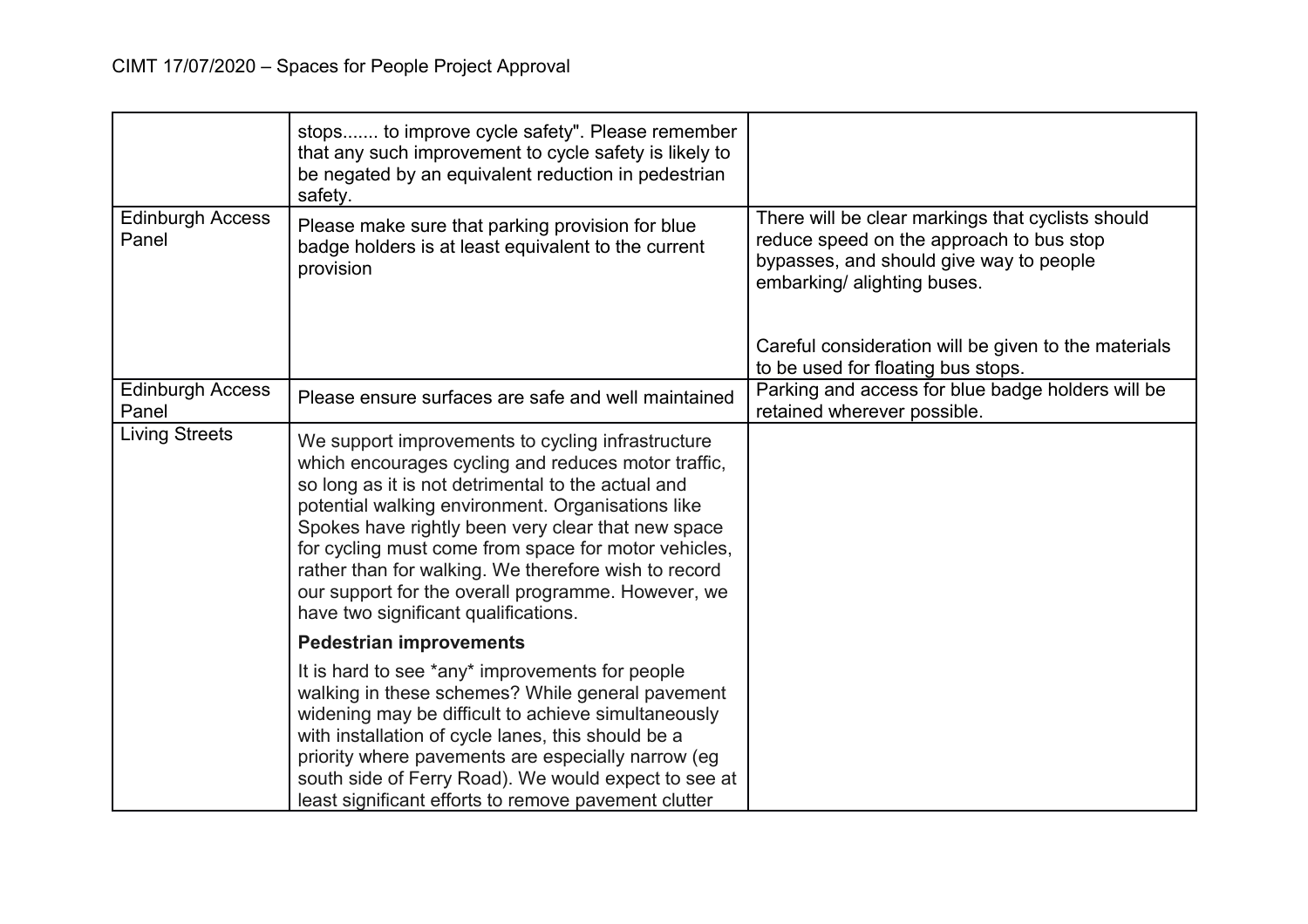| | | |
|---|---|---|
| | stops....... to improve cycle safety". Please remember that any such improvement to cycle safety is likely to be negated by an equivalent reduction in pedestrian safety. | |
| Edinburgh Access Panel | Please make sure that parking provision for blue badge holders is at least equivalent to the current provision | There will be clear markings that cyclists should reduce speed on the approach to bus stop bypasses, and should give way to people embarking/ alighting buses.<br><br>Careful consideration will be given to the materials to be used for floating bus stops. |
| Edinburgh Access Panel | Please ensure surfaces are safe and well maintained | Parking and access for blue badge holders will be retained wherever possible. |
| Living Streets | We support improvements to cycling infrastructure which encourages cycling and reduces motor traffic, so long as it is not detrimental to the actual and potential walking environment. Organisations like Spokes have rightly been very clear that new space for cycling must come from space for motor vehicles, rather than for walking. We therefore wish to record our support for the overall programme. However, we have two significant qualifications.<br><br>**Pedestrian improvements**<br><br>It is hard to see *any* improvements for people walking in these schemes? While general pavement widening may be difficult to achieve simultaneously with installation of cycle lanes, this should be a priority where pavements are especially narrow (eg south side of Ferry Road). We would expect to see at least significant efforts to remove pavement clutter | |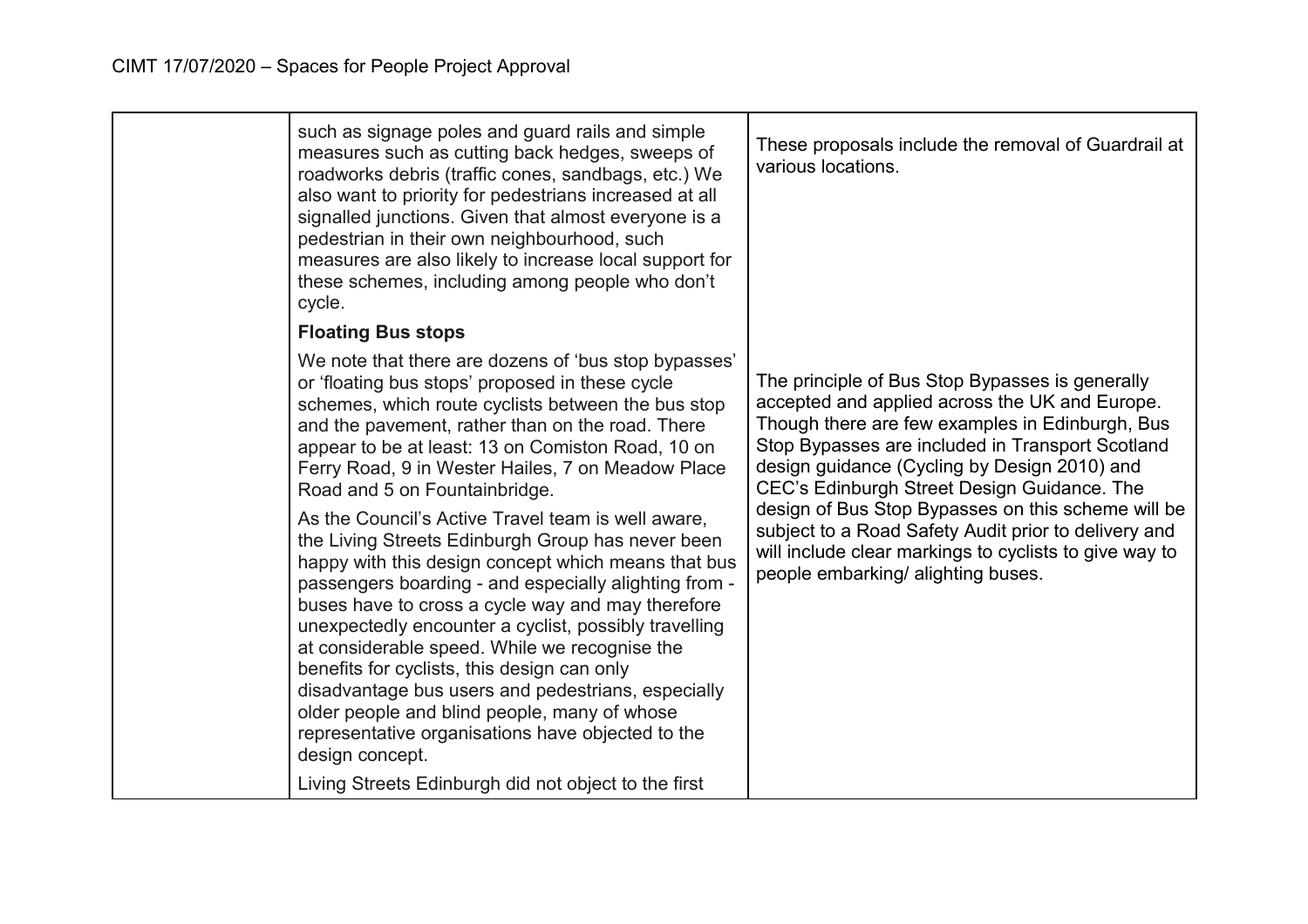| | | |
|---|---|---|
| | such as signage poles and guard rails and simple measures such as cutting back hedges, sweeps of roadworks debris (traffic cones, sandbags, etc.) We also want to priority for pedestrians increased at all signalled junctions. Given that almost everyone is a pedestrian in their own neighbourhood, such measures are also likely to increase local support for these schemes, including among people who don't cycle. | These proposals include the removal of Guardrail at various locations. |
| | **Floating Bus stops**<br><br>We note that there are dozens of 'bus stop bypasses' or 'floating bus stops' proposed in these cycle schemes, which route cyclists between the bus stop and the pavement, rather than on the road. There appear to be at least: 13 on Comiston Road, 10 on Ferry Road, 9 in Wester Hailes, 7 on Meadow Place Road and 5 on Fountainbridge.<br><br>As the Council's Active Travel team is well aware, the Living Streets Edinburgh Group has never been happy with this design concept which means that bus passengers boarding - and especially alighting from - buses have to cross a cycle way and may therefore unexpectedly encounter a cyclist, possibly travelling at considerable speed. While we recognise the benefits for cyclists, this design can only disadvantage bus users and pedestrians, especially older people and blind people, many of whose representative organisations have objected to the design concept.<br><br>Living Streets Edinburgh did not object to the first | The principle of Bus Stop Bypasses is generally accepted and applied across the UK and Europe. Though there are few examples in Edinburgh, Bus Stop Bypasses are included in Transport Scotland design guidance (Cycling by Design 2010) and CEC's Edinburgh Street Design Guidance. The design of Bus Stop Bypasses on this scheme will be subject to a Road Safety Audit prior to delivery and will include clear markings to cyclists to give way to people embarking/ alighting buses. |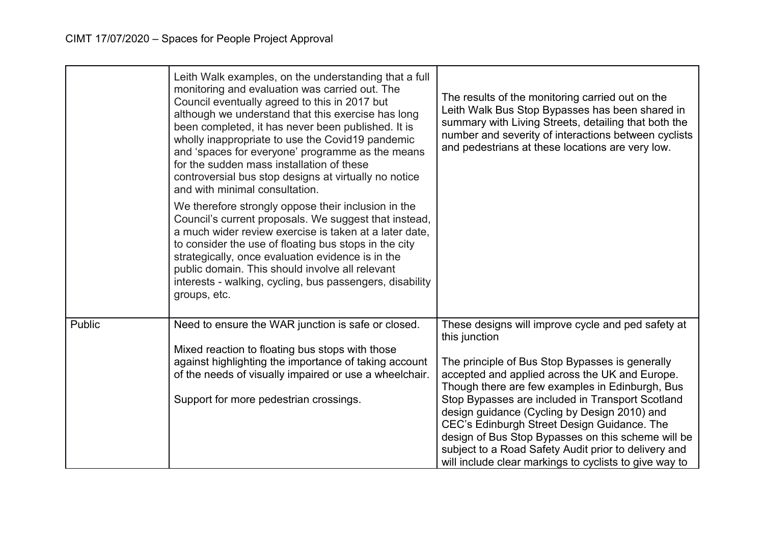| | | |
|---|---|---|
| | Leith Walk examples, on the understanding that a full monitoring and evaluation was carried out. The Council eventually agreed to this in 2017 but although we understand that this exercise has long been completed, it has never been published. It is wholly inappropriate to use the Covid19 pandemic and 'spaces for everyone' programme as the means for the sudden mass installation of these controversial bus stop designs at virtually no notice and with minimal consultation.<br><br>We therefore strongly oppose their inclusion in the Council's current proposals. We suggest that instead, a much wider review exercise is taken at a later date, to consider the use of floating bus stops in the city strategically, once evaluation evidence is in the public domain. This should involve all relevant interests - walking, cycling, bus passengers, disability groups, etc. | The results of the monitoring carried out on the Leith Walk Bus Stop Bypasses has been shared in summary with Living Streets, detailing that both the number and severity of interactions between cyclists and pedestrians at these locations are very low. |
| Public | Need to ensure the WAR junction is safe or closed.<br><br>Mixed reaction to floating bus stops with those against highlighting the importance of taking account of the needs of visually impaired or use a wheelchair.<br><br>Support for more pedestrian crossings. | These designs will improve cycle and ped safety at this junction<br><br>The principle of Bus Stop Bypasses is generally accepted and applied across the UK and Europe. Though there are few examples in Edinburgh, Bus Stop Bypasses are included in Transport Scotland design guidance (Cycling by Design 2010) and CEC's Edinburgh Street Design Guidance. The design of Bus Stop Bypasses on this scheme will be subject to a Road Safety Audit prior to delivery and will include clear markings to cyclists to give way to |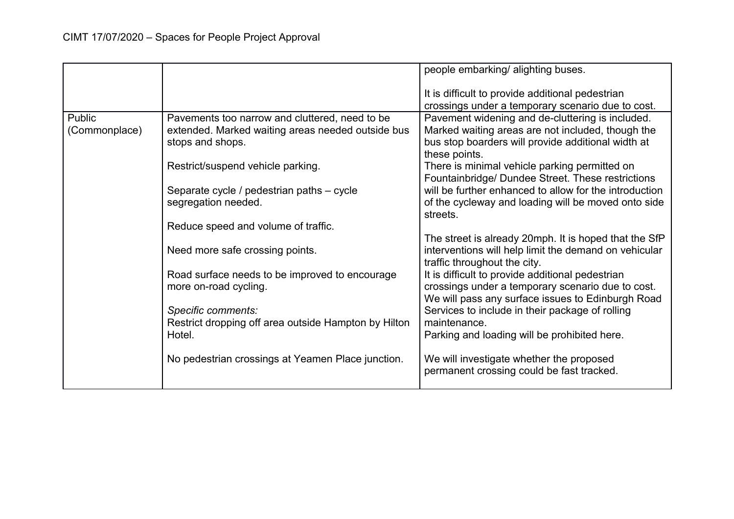| | | |
|---|---|---|
| | | people embarking/ alighting buses.<br><br>It is difficult to provide additional pedestrian crossings under a temporary scenario due to cost. |
| Public (Commonplace) | Pavements too narrow and cluttered, need to be extended. Marked waiting areas needed outside bus stops and shops.<br><br>Restrict/suspend vehicle parking.<br><br>Separate cycle / pedestrian paths – cycle segregation needed.<br><br>Reduce speed and volume of traffic.<br><br>Need more safe crossing points.<br><br>Road surface needs to be improved to encourage more on-road cycling.<br><br>*Specific comments:*<br>Restrict dropping off area outside Hampton by Hilton Hotel.<br><br>No pedestrian crossings at Yeamen Place junction. | Pavement widening and de-cluttering is included. Marked waiting areas are not included, though the bus stop boarders will provide additional width at these points.<br>There is minimal vehicle parking permitted on Fountainbridge/ Dundee Street. These restrictions will be further enhanced to allow for the introduction of the cycleway and loading will be moved onto side streets.<br><br>The street is already 20mph. It is hoped that the SfP interventions will help limit the demand on vehicular traffic throughout the city.<br>It is difficult to provide additional pedestrian crossings under a temporary scenario due to cost.<br>We will pass any surface issues to Edinburgh Road Services to include in their package of rolling maintenance.<br>Parking and loading will be prohibited here.<br><br>We will investigate whether the proposed permanent crossing could be fast tracked. |